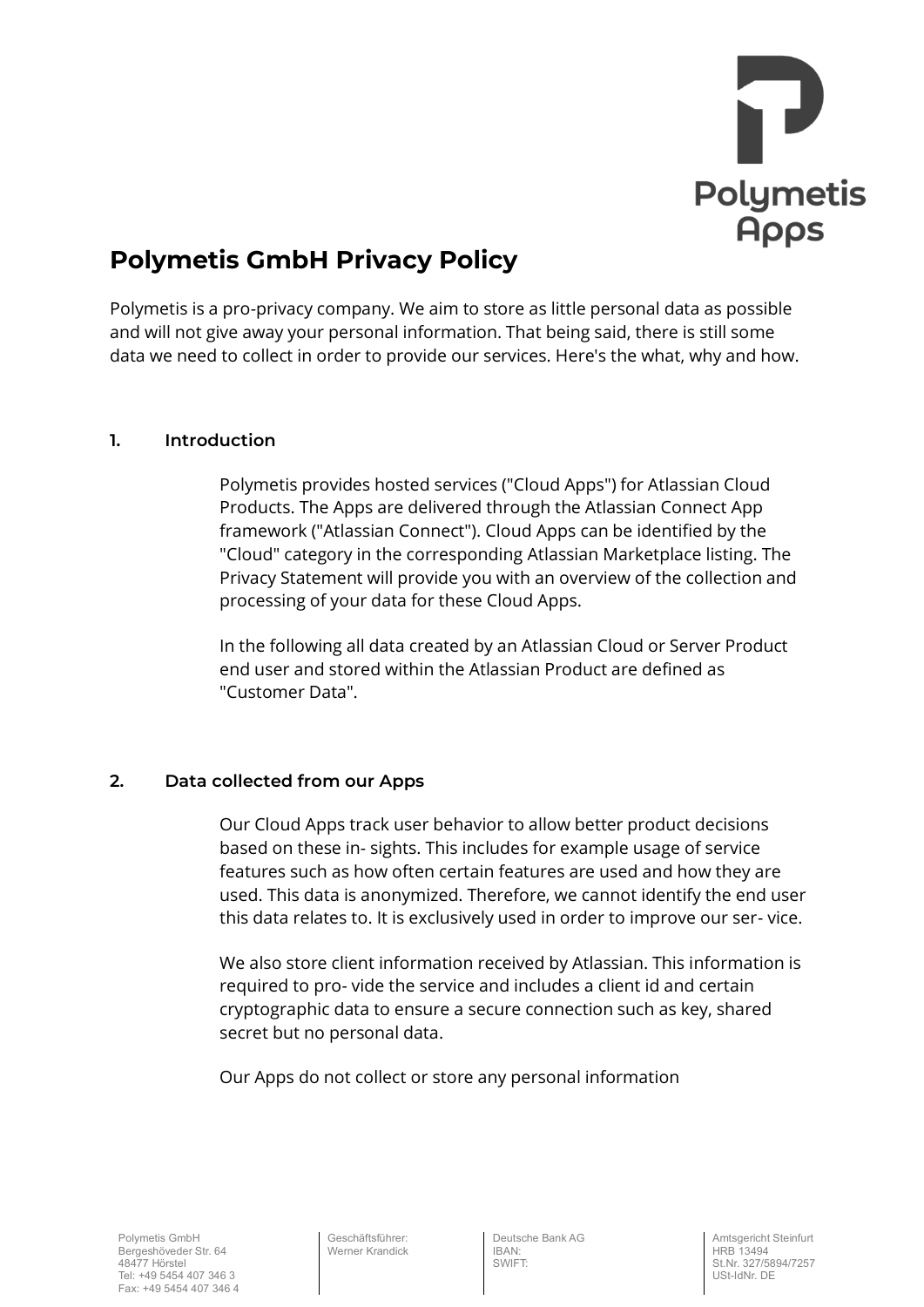# Polymetis GmbH Privacy Policy

Polymetis is a pro-privacy company. We aim to store as little personal data as possible and will not give away your personal information. That being said, there is still some data we need to collect in order to provide our services. Here's the what, why and how.

## 1. Introduction

Polymetis provides hosted services ("Cloud Apps") for Atlassian Cloud Products. The Apps are delivered through the Atlassian Connect App framework ("Atlassian Connect"). Cloud Apps can be identified by the "Cloud" category in the corresponding Atlassian Marketplace listing. The Privacy Statement will provide you with an overview of the collection and processing of your data for these Cloud Apps.

In the following all data created by an Atlassian Cloud or Server Product end user and stored within the Atlassian Product are defined as "Customer Data".

## 2. Data collected from our Apps

Our Cloud Apps track user behavior to allow better product decisions based on these in- sights. This includes for example usage of service features such as how often certain features are used and how they are used. This data is anonymized. Therefore, we cannot identify the end user this data relates to. It is exclusively used in order to improve our ser- vice.

We also store client information received by Atlassian. This information is required to pro- vide the service and includes a client id and certain cryptographic data to ensure a secure connection such as key, shared secret but no personal data.

Our Apps do not collect or store any personal information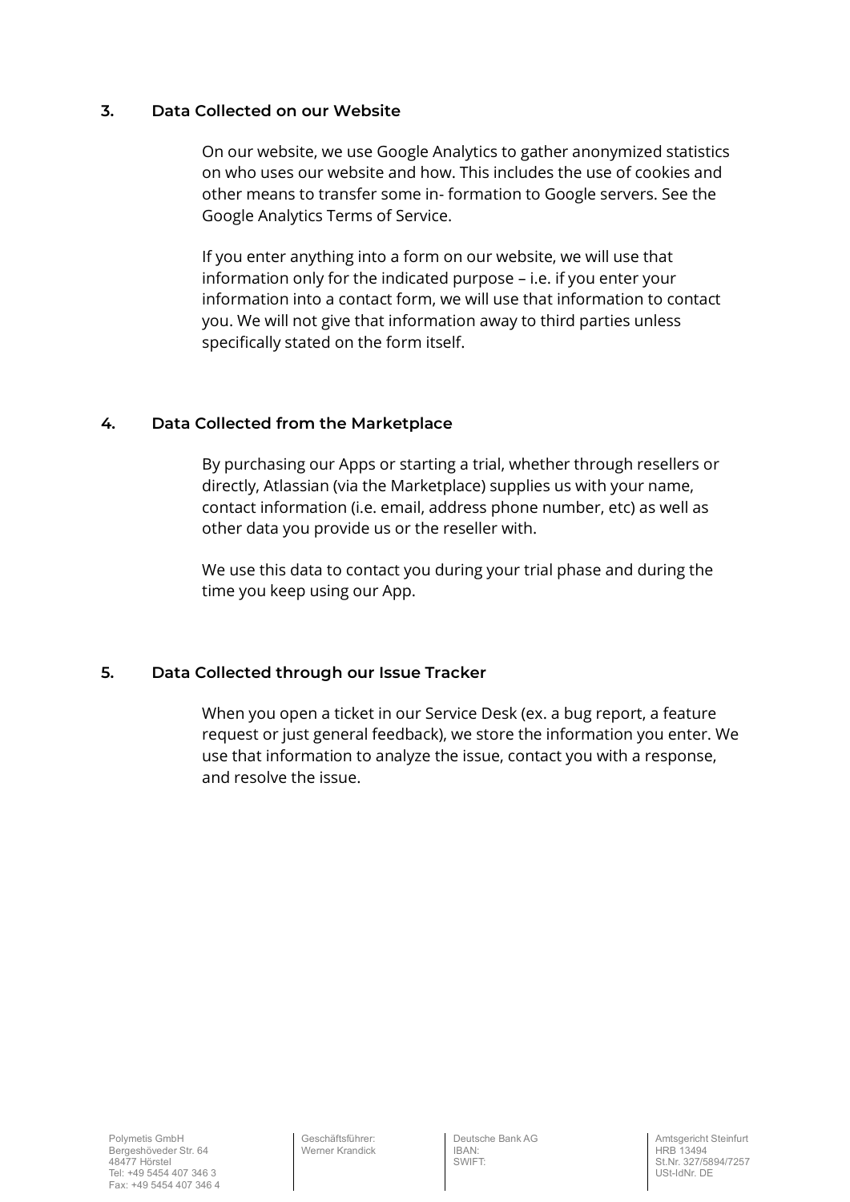## 3. Data Collected on our Website

On our website, we use Google Analytics to gather anonymized statistics on who uses our website and how. This includes the use of cookies and other means to transfer some in- formation to Google servers. See the Google Analytics Terms of Service.

If you enter anything into a form on our website, we will use that information only for the indicated purpose – i.e. if you enter your information into a contact form, we will use that information to contact you. We will not give that information away to third parties unless specifically stated on the form itself.

## 4. Data Collected from the Marketplace

By purchasing our Apps or starting a trial, whether through resellers or directly, Atlassian (via the Marketplace) supplies us with your name, contact information (i.e. email, address phone number, etc) as well as other data you provide us or the reseller with.

We use this data to contact you during your trial phase and during the time you keep using our App.

## 5. Data Collected through our Issue Tracker

When you open a ticket in our Service Desk (ex. a bug report, a feature request or just general feedback), we store the information you enter. We use that information to analyze the issue, contact you with a response, and resolve the issue.